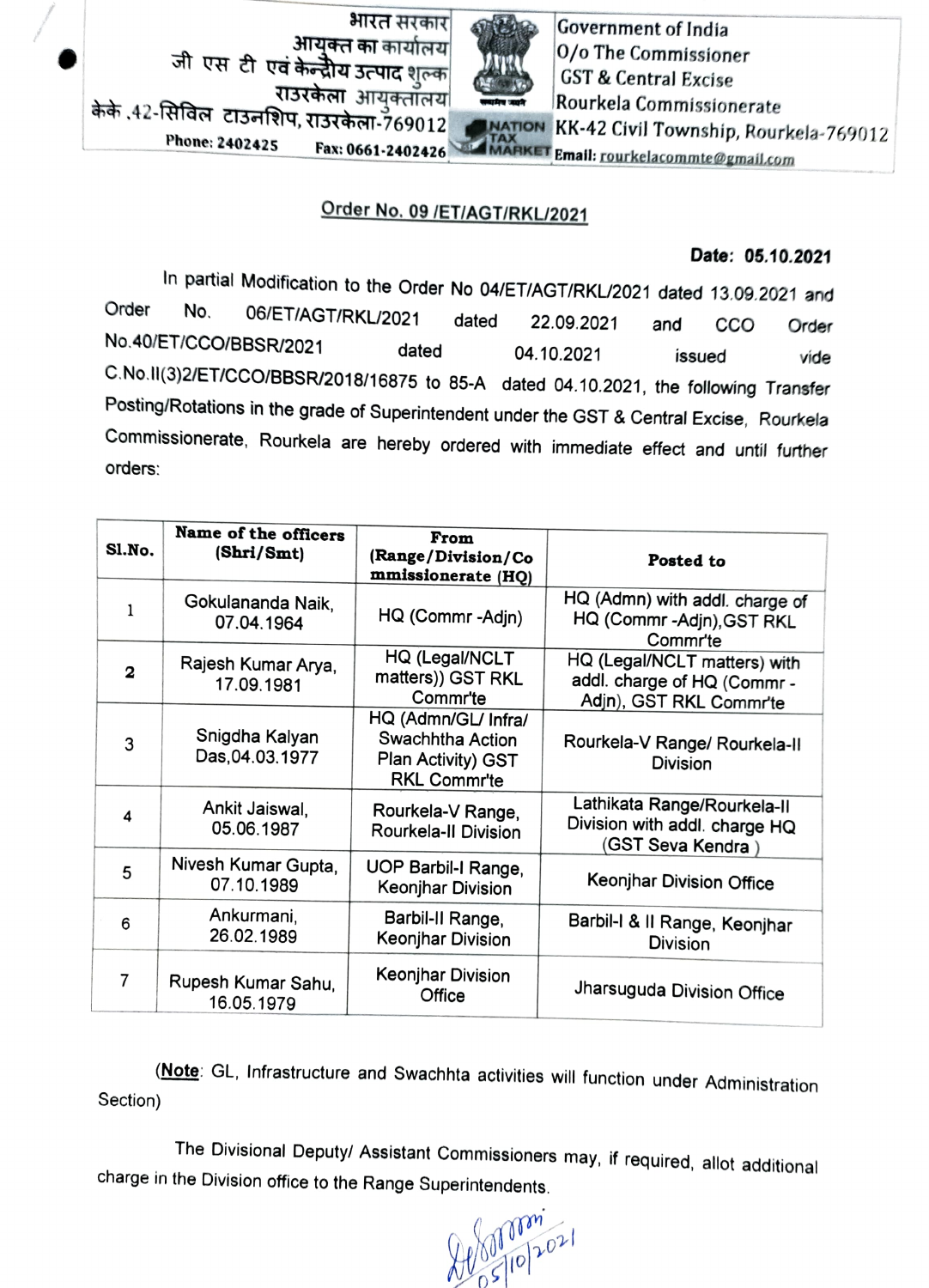भारत सरकार
आयुक्त का कार्यालय
जी एस टी एवं केन्द्रीय उत्पाद शुल्क
राउरकेला आयुक्तालय
केके.42-सिविल टाउनशिप, राउरकेला-769012
Phone: 2402425 Fax: 0661-2402426

Government of India
O/o The Commissioner
GST & Central Excise
Rourkela Commissionerate
KK-42 Civil Township, Rourkela-769012
Email: rourkelacommte@gmail.com

**Order No. 09 /ET/AGT/RKL/2021**

**Date: 05.10.2021**

In partial Modification to the Order No 04/ET/AGT/RKL/2021 dated 13.09.2021 and Order No. 06/ET/AGT/RKL/2021 dated 22.09.2021 and CCO Order No.40/ET/CCO/BBSR/2021 dated 04.10.2021 issued vide C.No.II(3)2/ET/CCO/BBSR/2018/16875 to 85-A dated 04.10.2021, the following Transfer Posting/Rotations in the grade of Superintendent under the GST & Central Excise, Rourkela Commissionerate, Rourkela are hereby ordered with immediate effect and until further orders:

| Sl.No. | Name of the officers (Shri/Smt) | From (Range/Division/Commissionerate (HQ) | Posted to |
|---|---|---|---|
| 1 | Gokulananda Naik, 07.04.1964 | HQ (Commr -Adjn) | HQ (Admn) with addl. charge of HQ (Commr -Adjn),GST RKL Commr'te |
| 2 | Rajesh Kumar Arya, 17.09.1981 | HQ (Legal/NCLT matters)) GST RKL Commr'te | HQ (Legal/NCLT matters) with addl. charge of HQ (Commr - Adjn), GST RKL Commr'te |
| 3 | Snigdha Kalyan Das,04.03.1977 | HQ (Admn/GL/ Infra/ Swachhtha Action Plan Activity) GST RKL Commr'te | Rourkela-V Range/ Rourkela-II Division |
| 4 | Ankit Jaiswal, 05.06.1987 | Rourkela-V Range, Rourkela-II Division | Lathikata Range/Rourkela-II Division with addl. charge HQ (GST Seva Kendra ) |
| 5 | Nivesh Kumar Gupta, 07.10.1989 | UOP Barbil-I Range, Keonjhar Division | Keonjhar Division Office |
| 6 | Ankurmani, 26.02.1989 | Barbil-II Range, Keonjhar Division | Barbil-I & II Range, Keonjhar Division |
| 7 | Rupesh Kumar Sahu, 16.05.1979 | Keonjhar Division Office | Jharsuguda Division Office |

(**Note**: GL, Infrastructure and Swachhta activities will function under Administration Section)

The Divisional Deputy/ Assistant Commissioners may, if required, allot additional charge in the Division office to the Range Superintendents.

05/10/2021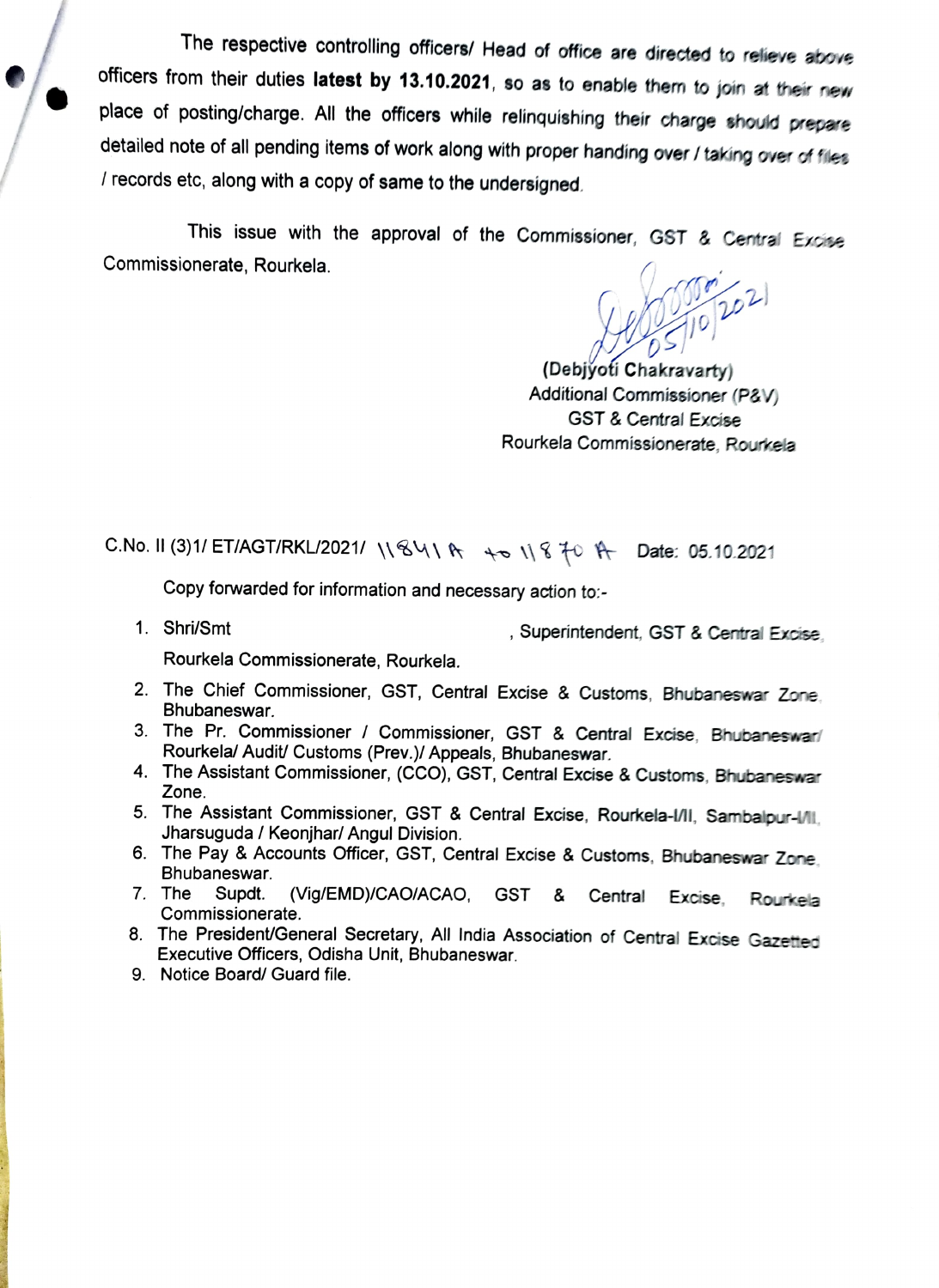The respective controlling officers/ Head of office are directed to relieve above officers from their duties **latest by 13.10.2021**, so as to enable them to join at their new place of posting/charge. All the officers while relinquishing their charge should prepare detailed note of all pending items of work along with proper handing over / taking over of files / records etc, along with a copy of same to the undersigned.

This issue with the approval of the Commissioner, GST & Central Excise Commissionerate, Rourkela.

05/10/2021

(Debjyoti Chakravarty)
Additional Commissioner (P&V)
GST & Central Excise
Rourkela Commissionerate, Rourkela

C.No. II (3)1/ ET/AGT/RKL/2021/ 11841 A to 11870 A Date: 05.10.2021

Copy forwarded for information and necessary action to:-

1. Shri/Smt , Superintendent, GST & Central Excise, Rourkela Commissionerate, Rourkela.
2. The Chief Commissioner, GST, Central Excise & Customs, Bhubaneswar Zone, Bhubaneswar.
3. The Pr. Commissioner / Commissioner, GST & Central Excise, Bhubaneswar/ Rourkela/ Audit/ Customs (Prev.)/ Appeals, Bhubaneswar.
4. The Assistant Commissioner, (CCO), GST, Central Excise & Customs, Bhubaneswar Zone.
5. The Assistant Commissioner, GST & Central Excise, Rourkela-I/II, Sambalpur-I/II, Jharsuguda / Keonjhar/ Angul Division.
6. The Pay & Accounts Officer, GST, Central Excise & Customs, Bhubaneswar Zone, Bhubaneswar.
7. The Supdt. (Vig/EMD)/CAO/ACAO, GST & Central Excise, Rourkela Commissionerate.
8. The President/General Secretary, All India Association of Central Excise Gazetted Executive Officers, Odisha Unit, Bhubaneswar.
9. Notice Board/ Guard file.